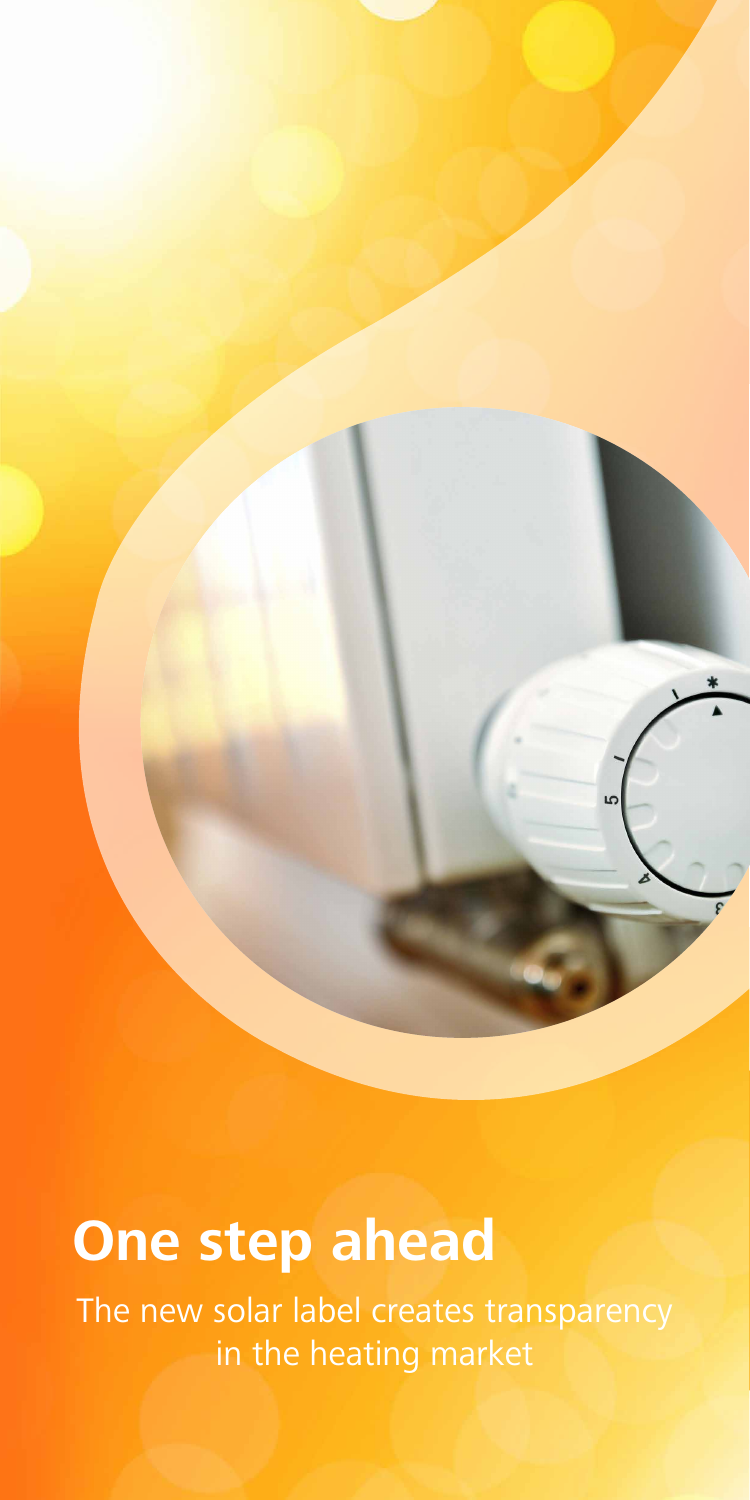# One step ahead

The new solar label creates transparency in the heating market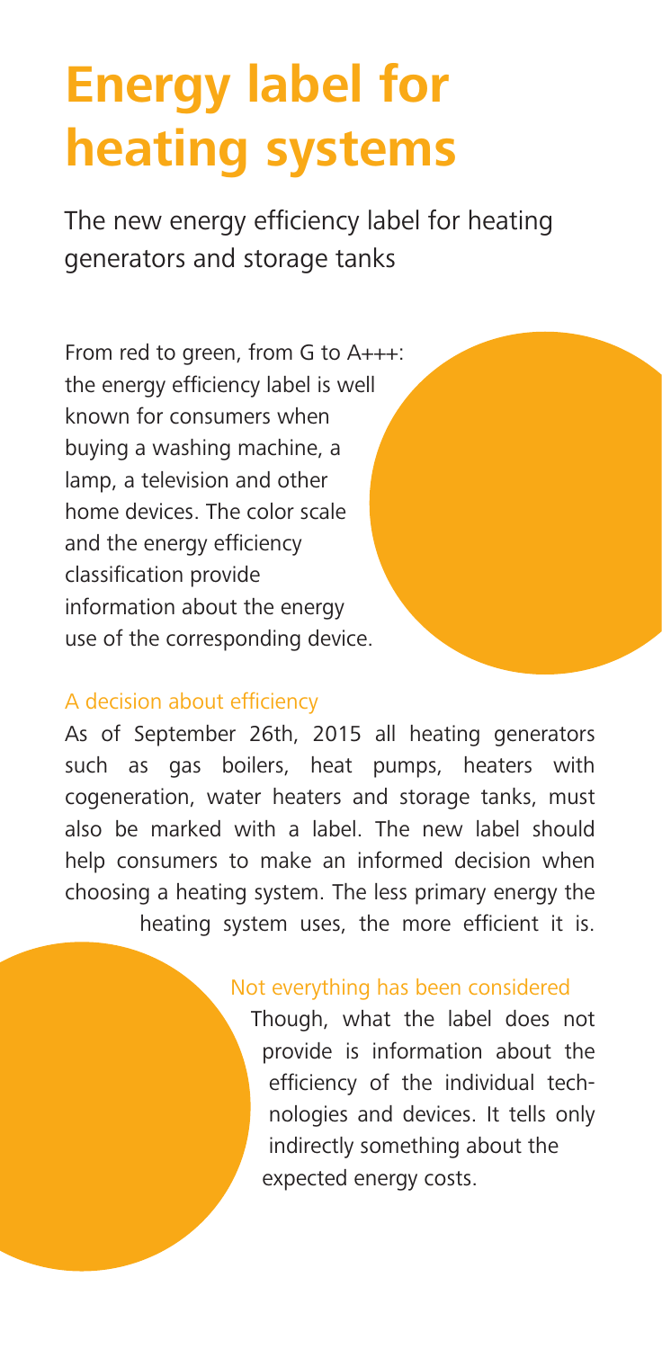# Energy label for heating systems

The new energy efficiency label for heating generators and storage tanks

From red to green, from G to A+++: the energy efficiency label is well known for consumers when buying a washing machine, a lamp, a television and other home devices. The color scale and the energy efficiency classification provide information about the energy use of the corresponding device.

## A decision about efficiency

As of September 26th, 2015 all heating generators such as gas boilers, heat pumps, heaters with cogeneration, water heaters and storage tanks, must also be marked with a label. The new label should help consumers to make an informed decision when choosing a heating system. The less primary energy the heating system uses, the more efficient it is.

## Not everything has been considered

Though, what the label does not provide is information about the efficiency of the individual technologies and devices. It tells only indirectly something about the expected energy costs.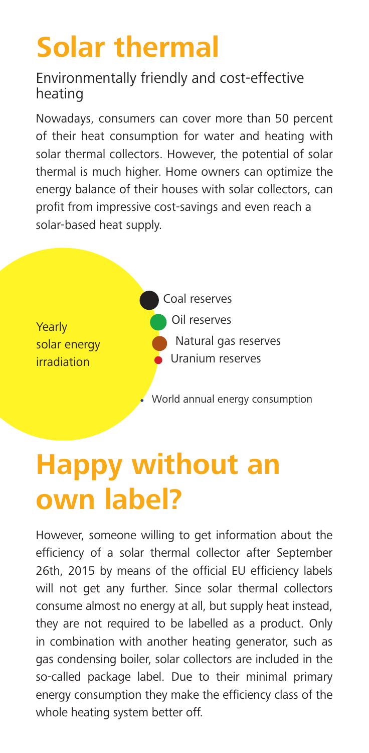# Solar thermal

## Environmentally friendly and cost-effective heating

Nowadays, consumers can cover more than 50 percent of their heat consumption for water and heating with solar thermal collectors. However, the potential of solar thermal is much higher. Home owners can optimize the energy balance of their houses with solar collectors, can profit from impressive cost-savings and even reach a solar-based heat supply.

Yearly solar energy irradiation

- Coal reserves
- Oil reserves
- Natural gas reserves
- Uranium reserves
- World annual energy consumption

# Happy without an own label?

However, someone willing to get information about the efficiency of a solar thermal collector after September 26th, 2015 by means of the official EU efficiency labels will not get any further. Since solar thermal collectors consume almost no energy at all, but supply heat instead, they are not required to be labelled as a product. Only in combination with another heating generator, such as gas condensing boiler, solar collectors are included in the so-called package label. Due to their minimal primary energy consumption they make the efficiency class of the whole heating system better off.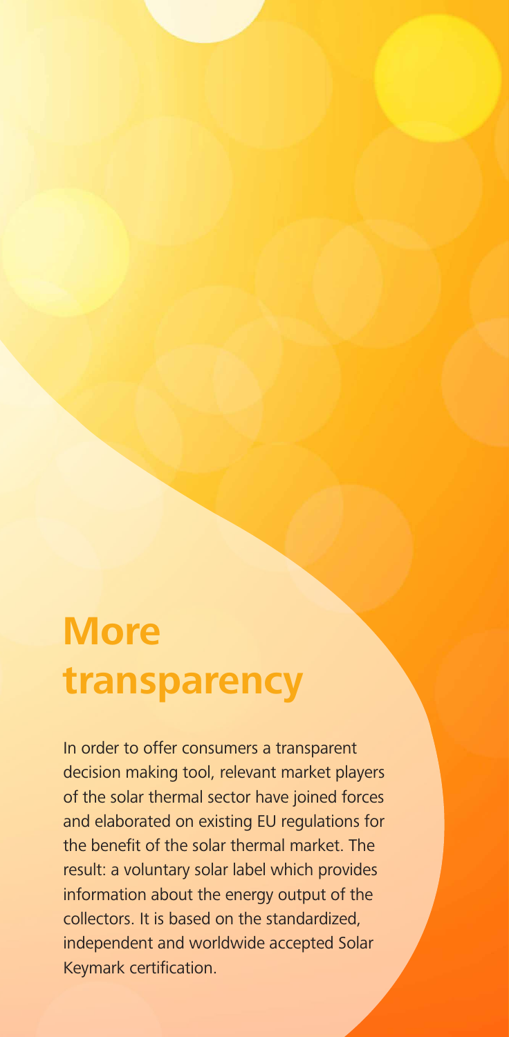# More transparency

In order to offer consumers a transparent decision making tool, relevant market players of the solar thermal sector have joined forces and elaborated on existing EU regulations for the benefit of the solar thermal market. The result: a voluntary solar label which provides information about the energy output of the collectors. It is based on the standardized, independent and worldwide accepted Solar Keymark certification.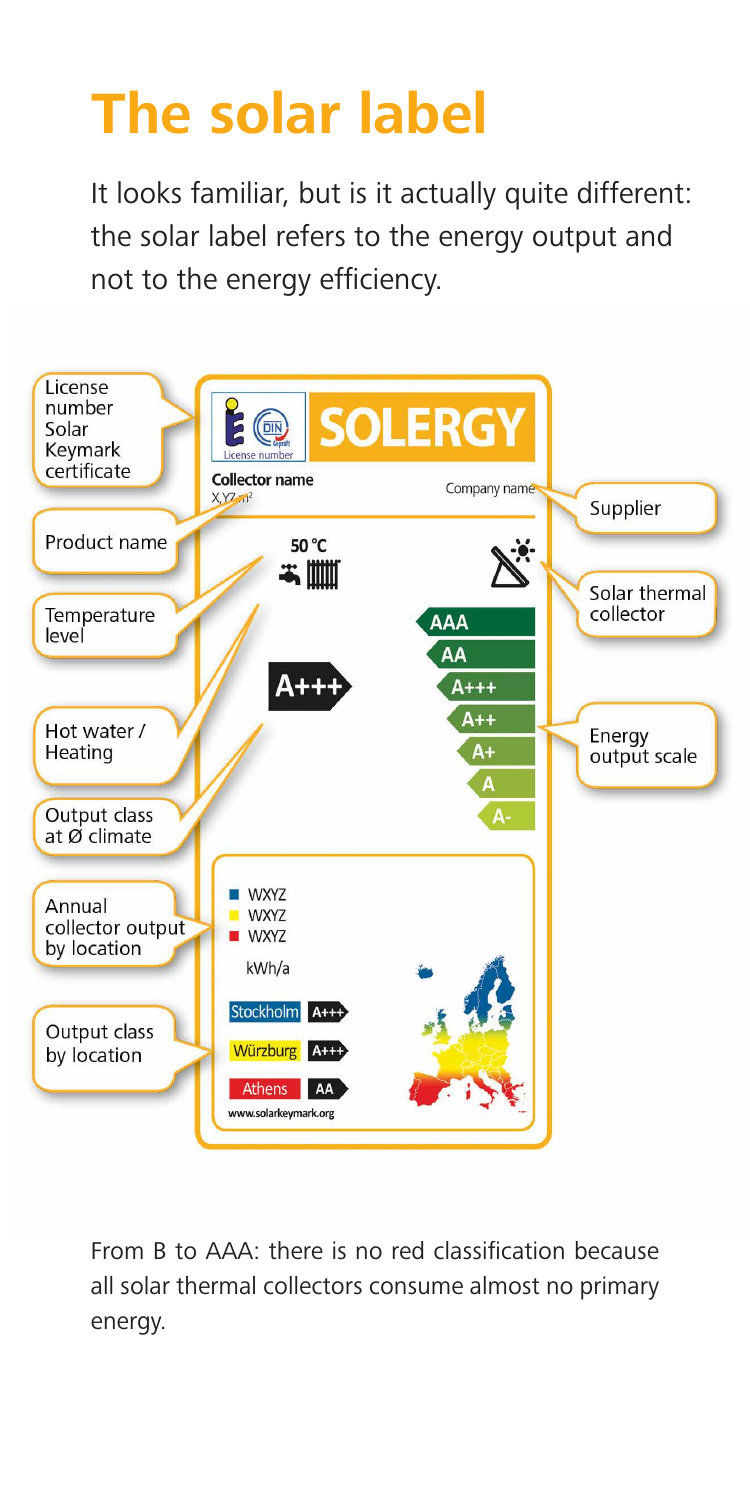# The solar label

It looks familiar, but is it actually quite different: the solar label refers to the energy output and not to the energy efficiency.

License number Solar Keymark certificate

Product name

Temperature level

Hot water / Heating

Output class at Ø climate

Annual collector output by location

Output class by location

Supplier

Solar thermal collector

Energy output scale

SOLERGY

License number

Collector name

X,YZ m²

Company name

50 °C

A+++

AAA
AA
A+++
A++
A+
A
A-

WXYZ
WXYZ
WXYZ
kWh/a

Stockholm A+++
Würzburg A+++
Athens AA

www.solarkeymark.org

From B to AAA: there is no red classification because all solar thermal collectors consume almost no primary energy.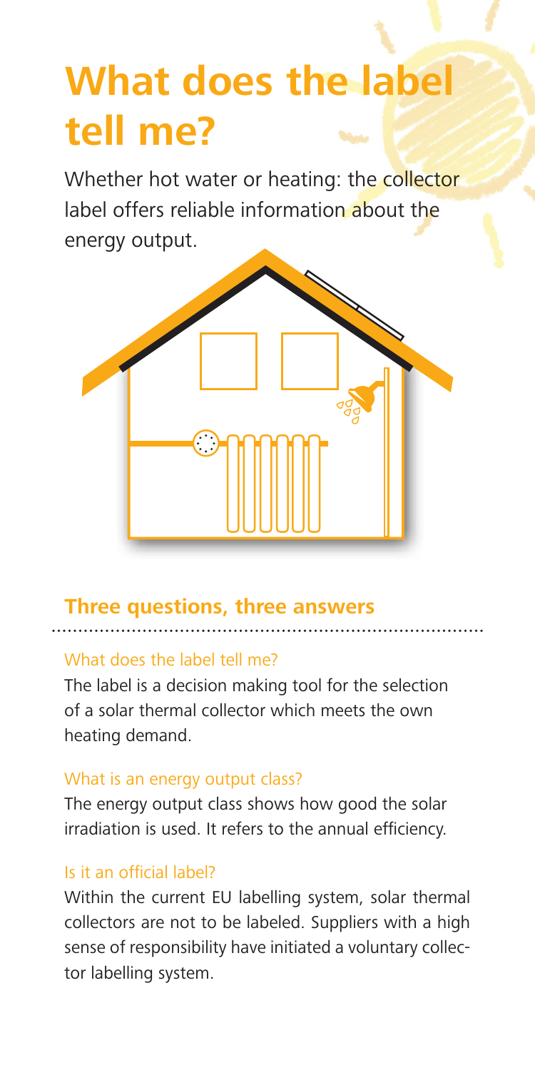# What does the label tell me?

Whether hot water or heating: the collector label offers reliable information about the energy output.

## Three questions, three answers

### What does the label tell me?

The label is a decision making tool for the selection of a solar thermal collector which meets the own heating demand.

### What is an energy output class?

The energy output class shows how good the solar irradiation is used. It refers to the annual efficiency.

### Is it an official label?

Within the current EU labelling system, solar thermal collectors are not to be labeled. Suppliers with a high sense of responsibility have initiated a voluntary collector labelling system.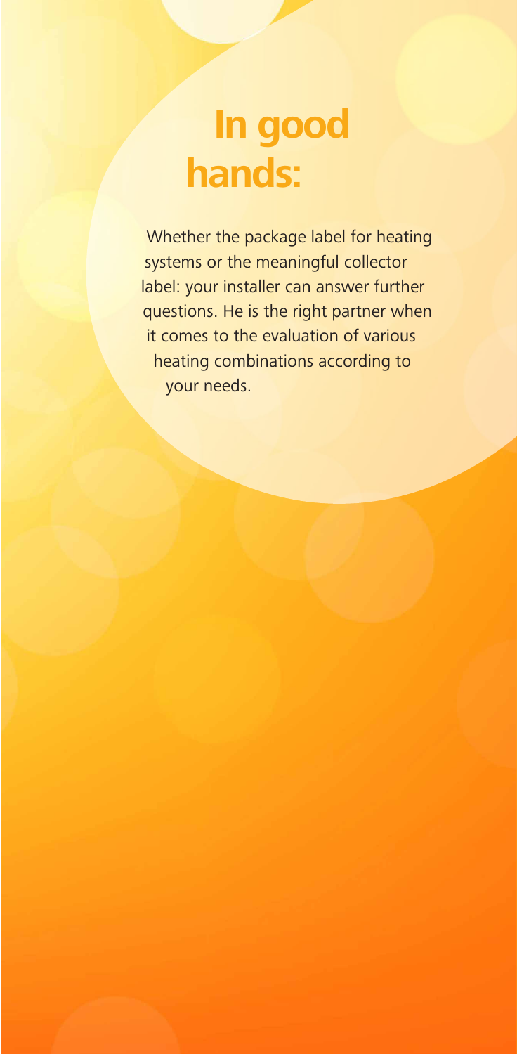# In good hands:

Whether the package label for heating systems or the meaningful collector label: your installer can answer further questions. He is the right partner when it comes to the evaluation of various heating combinations according to your needs.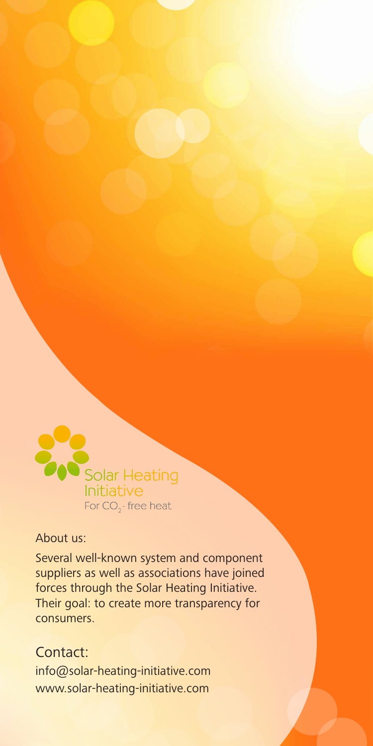Solar Heating Initiative

For $CO_2$ - free heat

About us:

Several well-known system and component suppliers as well as associations have joined forces through the Solar Heating Initiative. Their goal: to create more transparency for consumers.

## Contact:

info@solar-heating-initiative.com
www.solar-heating-initiative.com